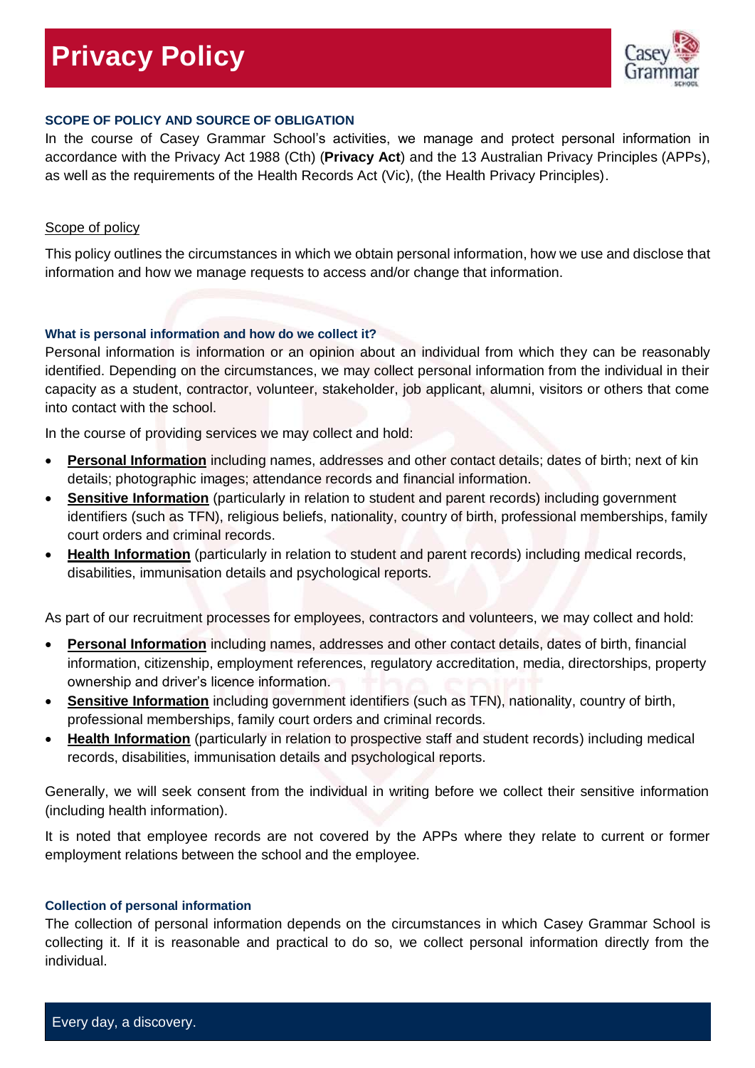# Privacy Policy

### SCOPE OF POLICY AND SOURCE OF OBLIGATION

In the course of Casey Grammar School's activities, we manage and protect personal information in accordance with the Privacy Act 1988 (Cth) (**Privacy Act**) and the 13 Australian Privacy Principles (APPs), as well as the requirements of the Health Records Act (Vic), (the Health Privacy Principles).

Scope of policy

This policy outlines the circumstances in which we obtain personal information, how we use and disclose that information and how we manage requests to access and/or change that information.

#### What is personal information and how do we collect it?

Personal information is information or an opinion about an individual from which they can be reasonably identified. Depending on the circumstances, we may collect personal information from the individual in their capacity as a student, contractor, volunteer, stakeholder, job applicant, alumni, visitors or others that come into contact with the school.

In the course of providing services we may collect and hold:

- **Personal Information** including names, addresses and other contact details; dates of birth; next of kin details; photographic images; attendance records and financial information.
- **Sensitive Information** (particularly in relation to student and parent records) including government identifiers (such as TFN), religious beliefs, nationality, country of birth, professional memberships, family court orders and criminal records.
- **Health Information** (particularly in relation to student and parent records) including medical records, disabilities, immunisation details and psychological reports.

As part of our recruitment processes for employees, contractors and volunteers, we may collect and hold:

- **Personal Information** including names, addresses and other contact details, dates of birth, financial information, citizenship, employment references, regulatory accreditation, media, directorships, property ownership and driver's licence information.
- **Sensitive Information** including government identifiers (such as TFN), nationality, country of birth, professional memberships, family court orders and criminal records.
- **Health Information** (particularly in relation to prospective staff and student records) including medical records, disabilities, immunisation details and psychological reports.

Generally, we will seek consent from the individual in writing before we collect their sensitive information (including health information).

It is noted that employee records are not covered by the APPs where they relate to current or former employment relations between the school and the employee.

#### Collection of personal information

The collection of personal information depends on the circumstances in which Casey Grammar School is collecting it. If it is reasonable and practical to do so, we collect personal information directly from the individual.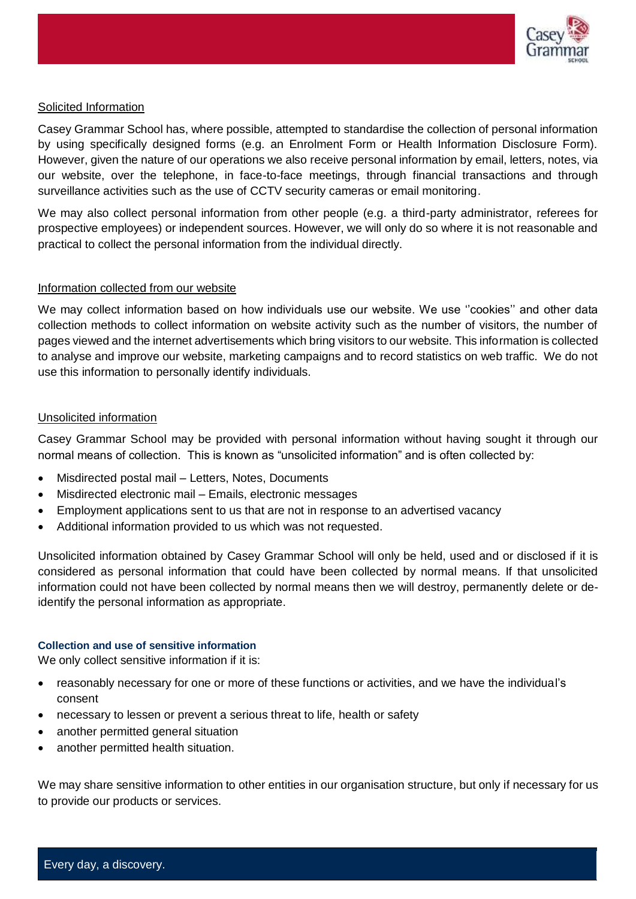Solicited Information

Casey Grammar School has, where possible, attempted to standardise the collection of personal information by using specifically designed forms (e.g. an Enrolment Form or Health Information Disclosure Form). However, given the nature of our operations we also receive personal information by email, letters, notes, via our website, over the telephone, in face-to-face meetings, through financial transactions and through surveillance activities such as the use of CCTV security cameras or email monitoring.

We may also collect personal information from other people (e.g. a third-party administrator, referees for prospective employees) or independent sources. However, we will only do so where it is not reasonable and practical to collect the personal information from the individual directly.

Information collected from our website

We may collect information based on how individuals use our website. We use ''cookies'' and other data collection methods to collect information on website activity such as the number of visitors, the number of pages viewed and the internet advertisements which bring visitors to our website. This information is collected to analyse and improve our website, marketing campaigns and to record statistics on web traffic. We do not use this information to personally identify individuals.

Unsolicited information

Casey Grammar School may be provided with personal information without having sought it through our normal means of collection. This is known as "unsolicited information" and is often collected by:

- Misdirected postal mail – Letters, Notes, Documents
- Misdirected electronic mail – Emails, electronic messages
- Employment applications sent to us that are not in response to an advertised vacancy
- Additional information provided to us which was not requested.

Unsolicited information obtained by Casey Grammar School will only be held, used and or disclosed if it is considered as personal information that could have been collected by normal means. If that unsolicited information could not have been collected by normal means then we will destroy, permanently delete or de-identify the personal information as appropriate.

### Collection and use of sensitive information

We only collect sensitive information if it is:

- reasonably necessary for one or more of these functions or activities, and we have the individual's consent
- necessary to lessen or prevent a serious threat to life, health or safety
- another permitted general situation
- another permitted health situation.

We may share sensitive information to other entities in our organisation structure, but only if necessary for us to provide our products or services.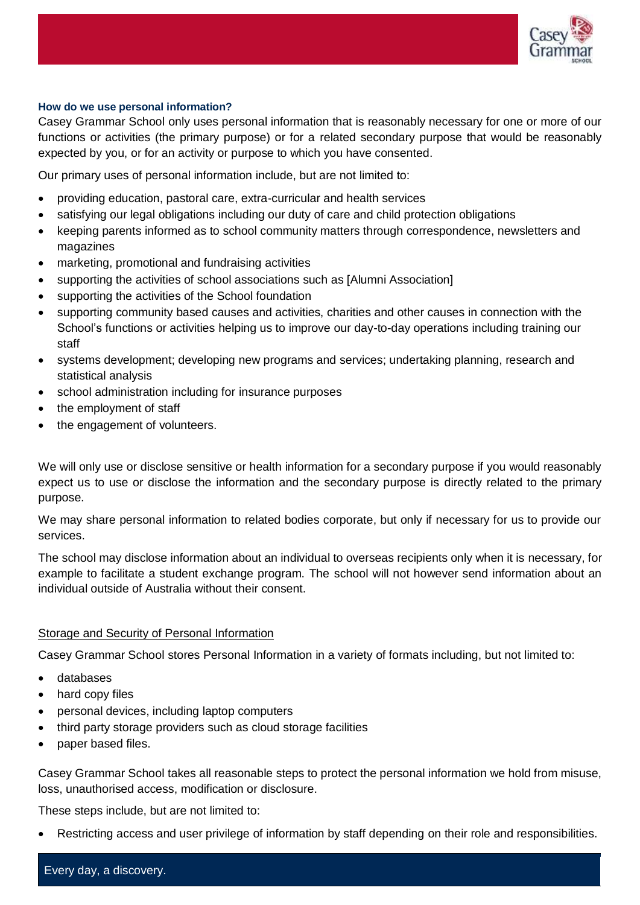### How do we use personal information?

Casey Grammar School only uses personal information that is reasonably necessary for one or more of our functions or activities (the primary purpose) or for a related secondary purpose that would be reasonably expected by you, or for an activity or purpose to which you have consented.

Our primary uses of personal information include, but are not limited to:

- providing education, pastoral care, extra-curricular and health services
- satisfying our legal obligations including our duty of care and child protection obligations
- keeping parents informed as to school community matters through correspondence, newsletters and magazines
- marketing, promotional and fundraising activities
- supporting the activities of school associations such as [Alumni Association]
- supporting the activities of the School foundation
- supporting community based causes and activities, charities and other causes in connection with the School's functions or activities helping us to improve our day-to-day operations including training our staff
- systems development; developing new programs and services; undertaking planning, research and statistical analysis
- school administration including for insurance purposes
- the employment of staff
- the engagement of volunteers.

We will only use or disclose sensitive or health information for a secondary purpose if you would reasonably expect us to use or disclose the information and the secondary purpose is directly related to the primary purpose.

We may share personal information to related bodies corporate, but only if necessary for us to provide our services.

The school may disclose information about an individual to overseas recipients only when it is necessary, for example to facilitate a student exchange program. The school will not however send information about an individual outside of Australia without their consent.

### Storage and Security of Personal Information

Casey Grammar School stores Personal Information in a variety of formats including, but not limited to:

- databases
- hard copy files
- personal devices, including laptop computers
- third party storage providers such as cloud storage facilities
- paper based files.

Casey Grammar School takes all reasonable steps to protect the personal information we hold from misuse, loss, unauthorised access, modification or disclosure.

These steps include, but are not limited to:

- Restricting access and user privilege of information by staff depending on their role and responsibilities.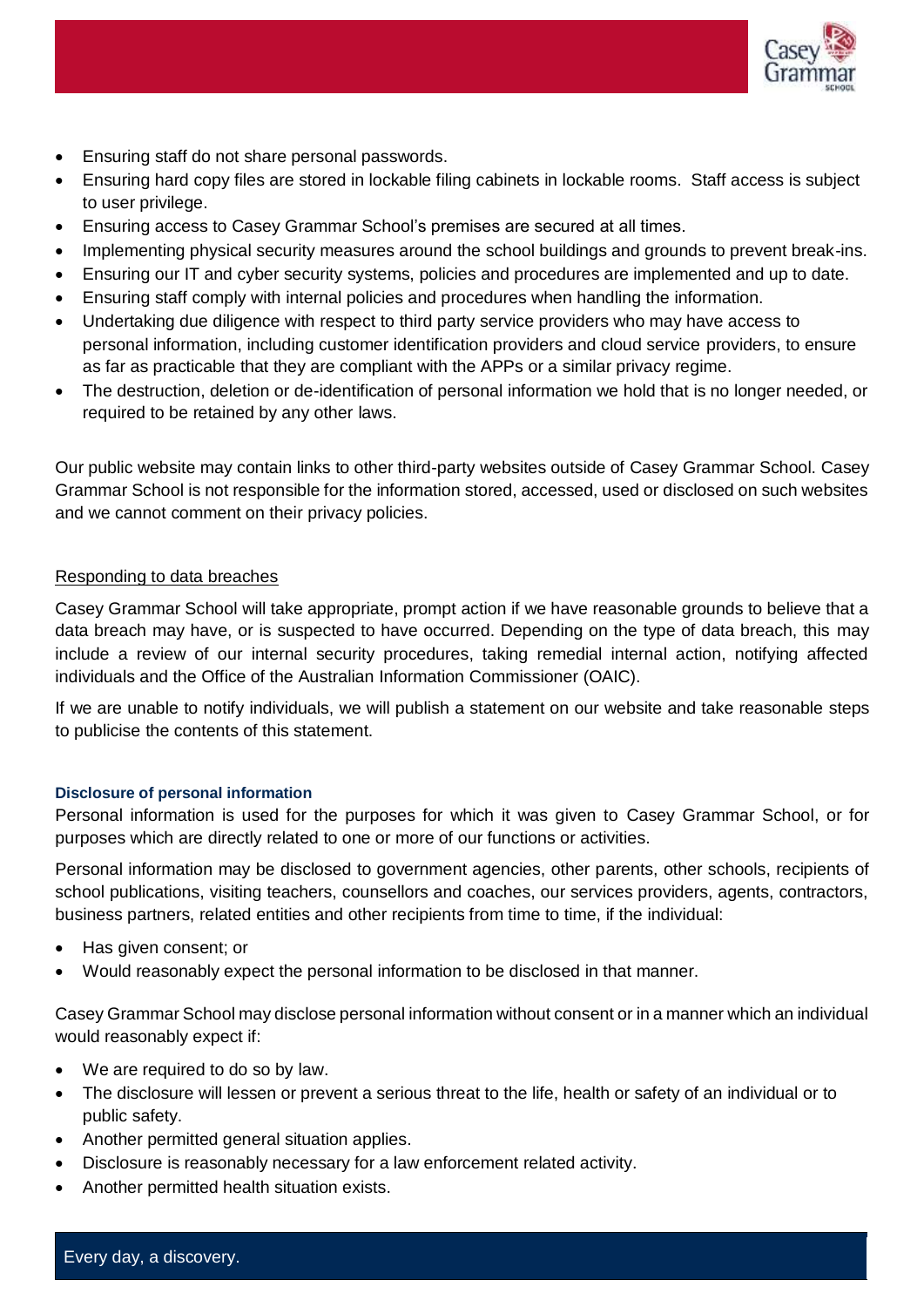- Ensuring staff do not share personal passwords.
- Ensuring hard copy files are stored in lockable filing cabinets in lockable rooms. Staff access is subject to user privilege.
- Ensuring access to Casey Grammar School's premises are secured at all times.
- Implementing physical security measures around the school buildings and grounds to prevent break-ins.
- Ensuring our IT and cyber security systems, policies and procedures are implemented and up to date.
- Ensuring staff comply with internal policies and procedures when handling the information.
- Undertaking due diligence with respect to third party service providers who may have access to personal information, including customer identification providers and cloud service providers, to ensure as far as practicable that they are compliant with the APPs or a similar privacy regime.
- The destruction, deletion or de-identification of personal information we hold that is no longer needed, or required to be retained by any other laws.

Our public website may contain links to other third-party websites outside of Casey Grammar School. Casey Grammar School is not responsible for the information stored, accessed, used or disclosed on such websites and we cannot comment on their privacy policies.

<u>Responding to data breaches</u>

Casey Grammar School will take appropriate, prompt action if we have reasonable grounds to believe that a data breach may have, or is suspected to have occurred. Depending on the type of data breach, this may include a review of our internal security procedures, taking remedial internal action, notifying affected individuals and the Office of the Australian Information Commissioner (OAIC).

If we are unable to notify individuals, we will publish a statement on our website and take reasonable steps to publicise the contents of this statement.

### Disclosure of personal information

Personal information is used for the purposes for which it was given to Casey Grammar School, or for purposes which are directly related to one or more of our functions or activities.

Personal information may be disclosed to government agencies, other parents, other schools, recipients of school publications, visiting teachers, counsellors and coaches, our services providers, agents, contractors, business partners, related entities and other recipients from time to time, if the individual:

- Has given consent; or
- Would reasonably expect the personal information to be disclosed in that manner.

Casey Grammar School may disclose personal information without consent or in a manner which an individual would reasonably expect if:

- We are required to do so by law.
- The disclosure will lessen or prevent a serious threat to the life, health or safety of an individual or to public safety.
- Another permitted general situation applies.
- Disclosure is reasonably necessary for a law enforcement related activity.
- Another permitted health situation exists.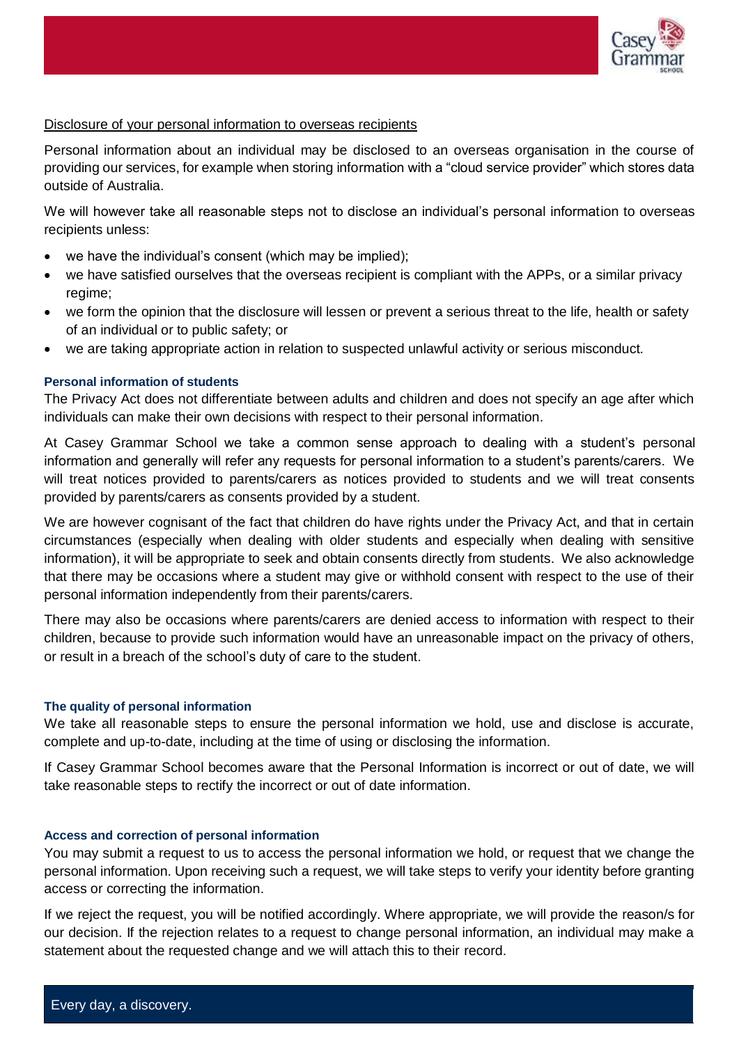Disclosure of your personal information to overseas recipients

Personal information about an individual may be disclosed to an overseas organisation in the course of providing our services, for example when storing information with a "cloud service provider" which stores data outside of Australia.

We will however take all reasonable steps not to disclose an individual's personal information to overseas recipients unless:

- we have the individual's consent (which may be implied);
- we have satisfied ourselves that the overseas recipient is compliant with the APPs, or a similar privacy regime;
- we form the opinion that the disclosure will lessen or prevent a serious threat to the life, health or safety of an individual or to public safety; or
- we are taking appropriate action in relation to suspected unlawful activity or serious misconduct.

### Personal information of students

The Privacy Act does not differentiate between adults and children and does not specify an age after which individuals can make their own decisions with respect to their personal information.

At Casey Grammar School we take a common sense approach to dealing with a student's personal information and generally will refer any requests for personal information to a student's parents/carers. We will treat notices provided to parents/carers as notices provided to students and we will treat consents provided by parents/carers as consents provided by a student.

We are however cognisant of the fact that children do have rights under the Privacy Act, and that in certain circumstances (especially when dealing with older students and especially when dealing with sensitive information), it will be appropriate to seek and obtain consents directly from students. We also acknowledge that there may be occasions where a student may give or withhold consent with respect to the use of their personal information independently from their parents/carers.

There may also be occasions where parents/carers are denied access to information with respect to their children, because to provide such information would have an unreasonable impact on the privacy of others, or result in a breach of the school's duty of care to the student.

### The quality of personal information

We take all reasonable steps to ensure the personal information we hold, use and disclose is accurate, complete and up-to-date, including at the time of using or disclosing the information.

If Casey Grammar School becomes aware that the Personal Information is incorrect or out of date, we will take reasonable steps to rectify the incorrect or out of date information.

### Access and correction of personal information

You may submit a request to us to access the personal information we hold, or request that we change the personal information. Upon receiving such a request, we will take steps to verify your identity before granting access or correcting the information.

If we reject the request, you will be notified accordingly. Where appropriate, we will provide the reason/s for our decision. If the rejection relates to a request to change personal information, an individual may make a statement about the requested change and we will attach this to their record.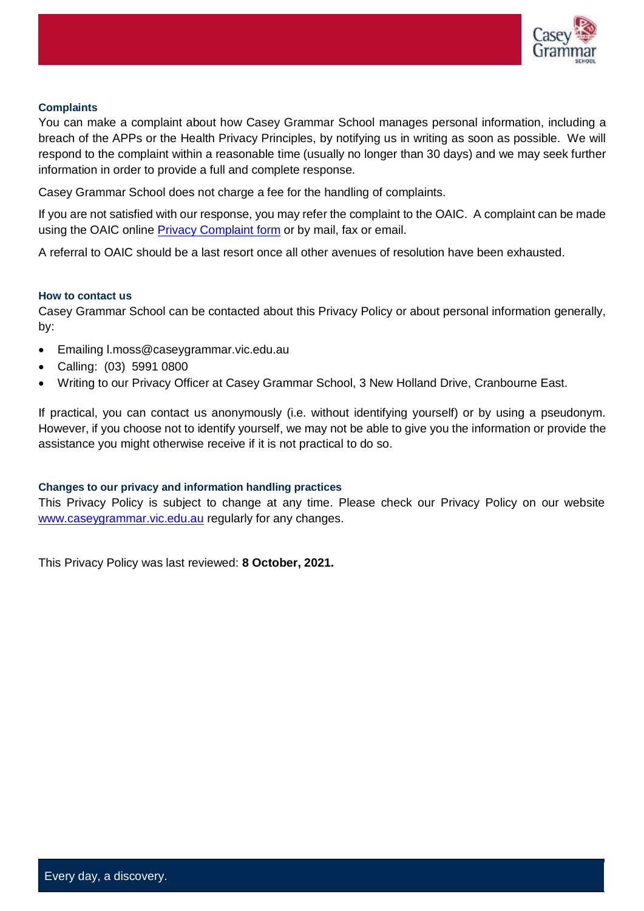### Complaints

You can make a complaint about how Casey Grammar School manages personal information, including a breach of the APPs or the Health Privacy Principles, by notifying us in writing as soon as possible. We will respond to the complaint within a reasonable time (usually no longer than 30 days) and we may seek further information in order to provide a full and complete response.

Casey Grammar School does not charge a fee for the handling of complaints.

If you are not satisfied with our response, you may refer the complaint to the OAIC. A complaint can be made using the OAIC online Privacy Complaint form or by mail, fax or email.

A referral to OAIC should be a last resort once all other avenues of resolution have been exhausted.

### How to contact us

Casey Grammar School can be contacted about this Privacy Policy or about personal information generally, by:

- Emailing l.moss@caseygrammar.vic.edu.au
- Calling: (03) 5991 0800
- Writing to our Privacy Officer at Casey Grammar School, 3 New Holland Drive, Cranbourne East.

If practical, you can contact us anonymously (i.e. without identifying yourself) or by using a pseudonym. However, if you choose not to identify yourself, we may not be able to give you the information or provide the assistance you might otherwise receive if it is not practical to do so.

### Changes to our privacy and information handling practices

This Privacy Policy is subject to change at any time. Please check our Privacy Policy on our website www.caseygrammar.vic.edu.au regularly for any changes.

This Privacy Policy was last reviewed: **8 October, 2021.**